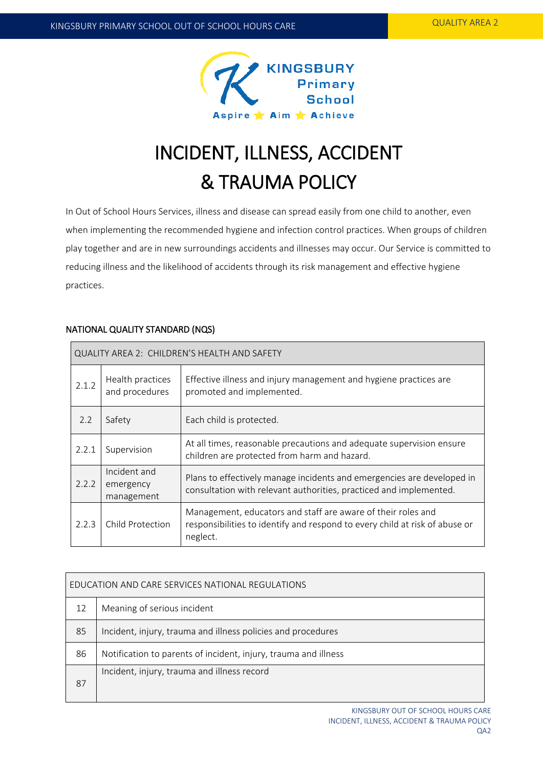# INCIDENT, ILLNESS, ACCIDENT & TRAUMA POLICY

In Out of School Hours Services, illness and disease can spread easily from one child to another, even when implementing the recommended hygiene and infection control practices. When groups of children play together and are in new surroundings accidents and illnesses may occur. Our Service is committed to reducing illness and the likelihood of accidents through its risk management and effective hygiene practices.

## NATIONAL QUALITY STANDARD (NQS)

| QUALITY AREA 2: CHILDREN'S HEALTH AND SAFETY | | |
|---|---|---|
| 2.1.2 | Health practices and procedures | Effective illness and injury management and hygiene practices are promoted and implemented. |
| 2.2 | Safety | Each child is protected. |
| 2.2.1 | Supervision | At all times, reasonable precautions and adequate supervision ensure children are protected from harm and hazard. |
| 2.2.2 | Incident and emergency management | Plans to effectively manage incidents and emergencies are developed in consultation with relevant authorities, practiced and implemented. |
| 2.2.3 | Child Protection | Management, educators and staff are aware of their roles and responsibilities to identify and respond to every child at risk of abuse or neglect. |

| EDUCATION AND CARE SERVICES NATIONAL REGULATIONS | |
|---|---|
| 12 | Meaning of serious incident |
| 85 | Incident, injury, trauma and illness policies and procedures |
| 86 | Notification to parents of incident, injury, trauma and illness |
| 87 | Incident, injury, trauma and illness record |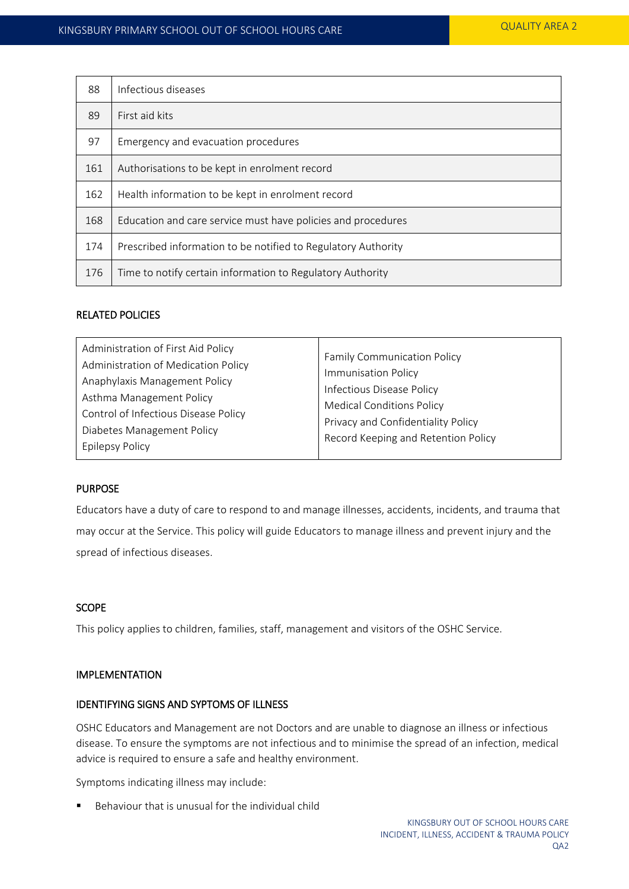| | |
|---|---|
| 88 | Infectious diseases |
| 89 | First aid kits |
| 97 | Emergency and evacuation procedures |
| 161 | Authorisations to be kept in enrolment record |
| 162 | Health information to be kept in enrolment record |
| 168 | Education and care service must have policies and procedures |
| 174 | Prescribed information to be notified to Regulatory Authority |
| 176 | Time to notify certain information to Regulatory Authority |

## RELATED POLICIES

| | |
|---|---|
| Administration of First Aid Policy<br>Administration of Medication Policy<br>Anaphylaxis Management Policy<br>Asthma Management Policy<br>Control of Infectious Disease Policy<br>Diabetes Management Policy<br>Epilepsy Policy | Family Communication Policy<br>Immunisation Policy<br>Infectious Disease Policy<br>Medical Conditions Policy<br>Privacy and Confidentiality Policy<br>Record Keeping and Retention Policy |

## PURPOSE

Educators have a duty of care to respond to and manage illnesses, accidents, incidents, and trauma that may occur at the Service. This policy will guide Educators to manage illness and prevent injury and the spread of infectious diseases.

## SCOPE

This policy applies to children, families, staff, management and visitors of the OSHC Service.

## IMPLEMENTATION

### IDENTIFYING SIGNS AND SYPTOMS OF ILLNESS

OSHC Educators and Management are not Doctors and are unable to diagnose an illness or infectious disease. To ensure the symptoms are not infectious and to minimise the spread of an infection, medical advice is required to ensure a safe and healthy environment.

Symptoms indicating illness may include:

- Behaviour that is unusual for the individual child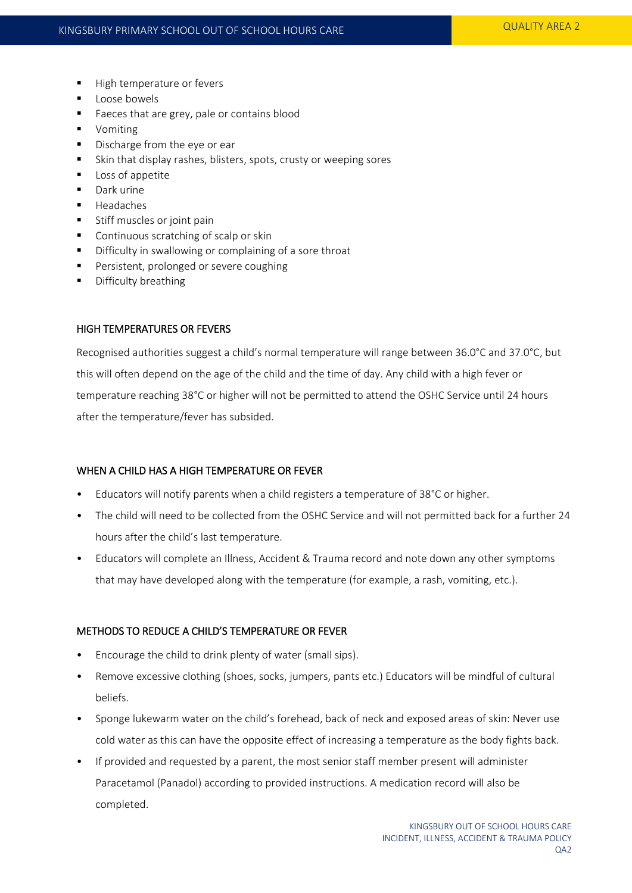- High temperature or fevers
- Loose bowels
- Faeces that are grey, pale or contains blood
- Vomiting
- Discharge from the eye or ear
- Skin that display rashes, blisters, spots, crusty or weeping sores
- Loss of appetite
- Dark urine
- Headaches
- Stiff muscles or joint pain
- Continuous scratching of scalp or skin
- Difficulty in swallowing or complaining of a sore throat
- Persistent, prolonged or severe coughing
- Difficulty breathing

### HIGH TEMPERATURES OR FEVERS

Recognised authorities suggest a child's normal temperature will range between 36.0°C and 37.0°C, but this will often depend on the age of the child and the time of day. Any child with a high fever or temperature reaching 38°C or higher will not be permitted to attend the OSHC Service until 24 hours after the temperature/fever has subsided.

### WHEN A CHILD HAS A HIGH TEMPERATURE OR FEVER

- Educators will notify parents when a child registers a temperature of 38°C or higher.
- The child will need to be collected from the OSHC Service and will not permitted back for a further 24 hours after the child's last temperature.
- Educators will complete an Illness, Accident & Trauma record and note down any other symptoms that may have developed along with the temperature (for example, a rash, vomiting, etc.).

### METHODS TO REDUCE A CHILD'S TEMPERATURE OR FEVER

- Encourage the child to drink plenty of water (small sips).
- Remove excessive clothing (shoes, socks, jumpers, pants etc.) Educators will be mindful of cultural beliefs.
- Sponge lukewarm water on the child's forehead, back of neck and exposed areas of skin: Never use cold water as this can have the opposite effect of increasing a temperature as the body fights back.
- If provided and requested by a parent, the most senior staff member present will administer Paracetamol (Panadol) according to provided instructions. A medication record will also be completed.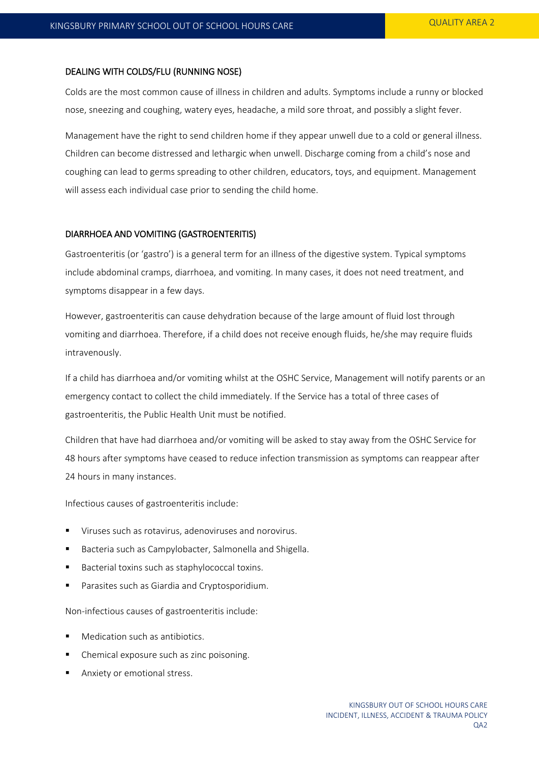## DEALING WITH COLDS/FLU (RUNNING NOSE)

Colds are the most common cause of illness in children and adults. Symptoms include a runny or blocked nose, sneezing and coughing, watery eyes, headache, a mild sore throat, and possibly a slight fever.

Management have the right to send children home if they appear unwell due to a cold or general illness. Children can become distressed and lethargic when unwell. Discharge coming from a child's nose and coughing can lead to germs spreading to other children, educators, toys, and equipment. Management will assess each individual case prior to sending the child home.

## DIARRHOEA AND VOMITING (GASTROENTERITIS)

Gastroenteritis (or 'gastro') is a general term for an illness of the digestive system. Typical symptoms include abdominal cramps, diarrhoea, and vomiting. In many cases, it does not need treatment, and symptoms disappear in a few days.

However, gastroenteritis can cause dehydration because of the large amount of fluid lost through vomiting and diarrhoea. Therefore, if a child does not receive enough fluids, he/she may require fluids intravenously.

If a child has diarrhoea and/or vomiting whilst at the OSHC Service, Management will notify parents or an emergency contact to collect the child immediately. If the Service has a total of three cases of gastroenteritis, the Public Health Unit must be notified.

Children that have had diarrhoea and/or vomiting will be asked to stay away from the OSHC Service for 48 hours after symptoms have ceased to reduce infection transmission as symptoms can reappear after 24 hours in many instances.

Infectious causes of gastroenteritis include:

- Viruses such as rotavirus, adenoviruses and norovirus.
- Bacteria such as Campylobacter, Salmonella and Shigella.
- Bacterial toxins such as staphylococcal toxins.
- Parasites such as Giardia and Cryptosporidium.

Non-infectious causes of gastroenteritis include:

- Medication such as antibiotics.
- Chemical exposure such as zinc poisoning.
- Anxiety or emotional stress.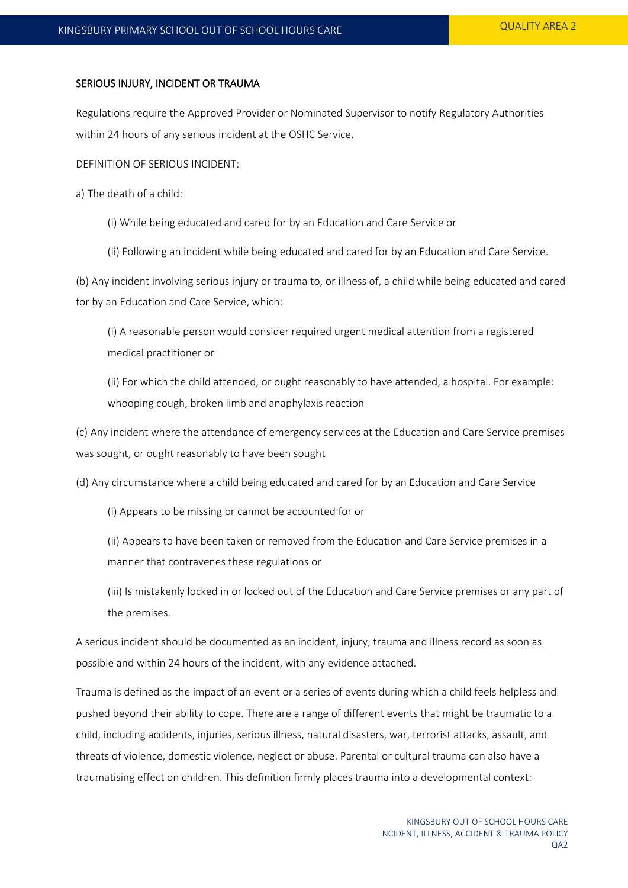## SERIOUS INJURY, INCIDENT OR TRAUMA

Regulations require the Approved Provider or Nominated Supervisor to notify Regulatory Authorities within 24 hours of any serious incident at the OSHC Service.

DEFINITION OF SERIOUS INCIDENT:

a) The death of a child:

(i) While being educated and cared for by an Education and Care Service or

(ii) Following an incident while being educated and cared for by an Education and Care Service.

(b) Any incident involving serious injury or trauma to, or illness of, a child while being educated and cared for by an Education and Care Service, which:

(i) A reasonable person would consider required urgent medical attention from a registered medical practitioner or

(ii) For which the child attended, or ought reasonably to have attended, a hospital. For example: whooping cough, broken limb and anaphylaxis reaction

(c) Any incident where the attendance of emergency services at the Education and Care Service premises was sought, or ought reasonably to have been sought

(d) Any circumstance where a child being educated and cared for by an Education and Care Service

(i) Appears to be missing or cannot be accounted for or

(ii) Appears to have been taken or removed from the Education and Care Service premises in a manner that contravenes these regulations or

(iii) Is mistakenly locked in or locked out of the Education and Care Service premises or any part of the premises.

A serious incident should be documented as an incident, injury, trauma and illness record as soon as possible and within 24 hours of the incident, with any evidence attached.

Trauma is defined as the impact of an event or a series of events during which a child feels helpless and pushed beyond their ability to cope. There are a range of different events that might be traumatic to a child, including accidents, injuries, serious illness, natural disasters, war, terrorist attacks, assault, and threats of violence, domestic violence, neglect or abuse. Parental or cultural trauma can also have a traumatising effect on children. This definition firmly places trauma into a developmental context: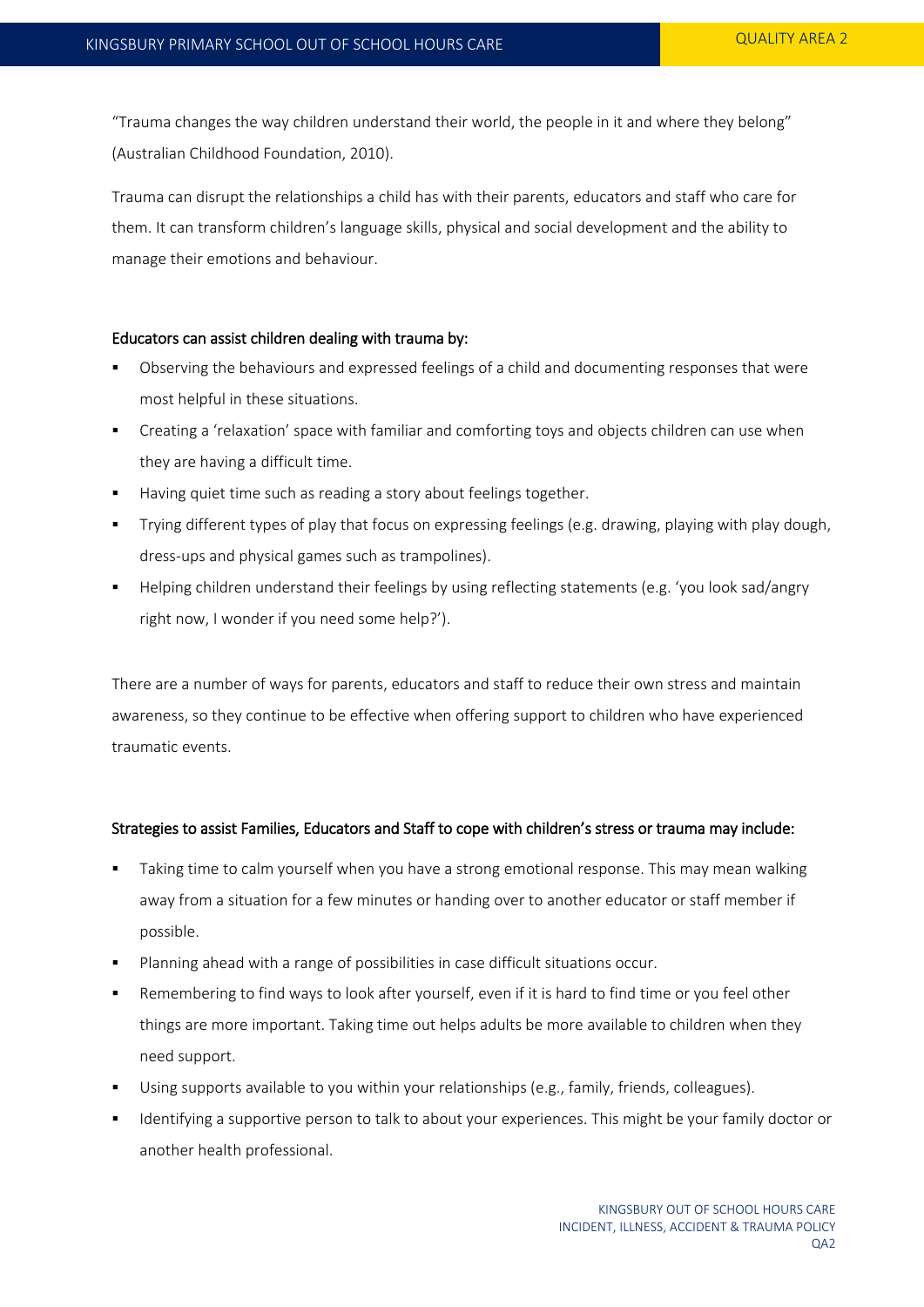"Trauma changes the way children understand their world, the people in it and where they belong" (Australian Childhood Foundation, 2010).

Trauma can disrupt the relationships a child has with their parents, educators and staff who care for them. It can transform children's language skills, physical and social development and the ability to manage their emotions and behaviour.

### Educators can assist children dealing with trauma by:

- Observing the behaviours and expressed feelings of a child and documenting responses that were most helpful in these situations.
- Creating a 'relaxation' space with familiar and comforting toys and objects children can use when they are having a difficult time.
- Having quiet time such as reading a story about feelings together.
- Trying different types of play that focus on expressing feelings (e.g. drawing, playing with play dough, dress-ups and physical games such as trampolines).
- Helping children understand their feelings by using reflecting statements (e.g. 'you look sad/angry right now, I wonder if you need some help?').

There are a number of ways for parents, educators and staff to reduce their own stress and maintain awareness, so they continue to be effective when offering support to children who have experienced traumatic events.

### Strategies to assist Families, Educators and Staff to cope with children's stress or trauma may include:

- Taking time to calm yourself when you have a strong emotional response. This may mean walking away from a situation for a few minutes or handing over to another educator or staff member if possible.
- Planning ahead with a range of possibilities in case difficult situations occur.
- Remembering to find ways to look after yourself, even if it is hard to find time or you feel other things are more important. Taking time out helps adults be more available to children when they need support.
- Using supports available to you within your relationships (e.g., family, friends, colleagues).
- Identifying a supportive person to talk to about your experiences. This might be your family doctor or another health professional.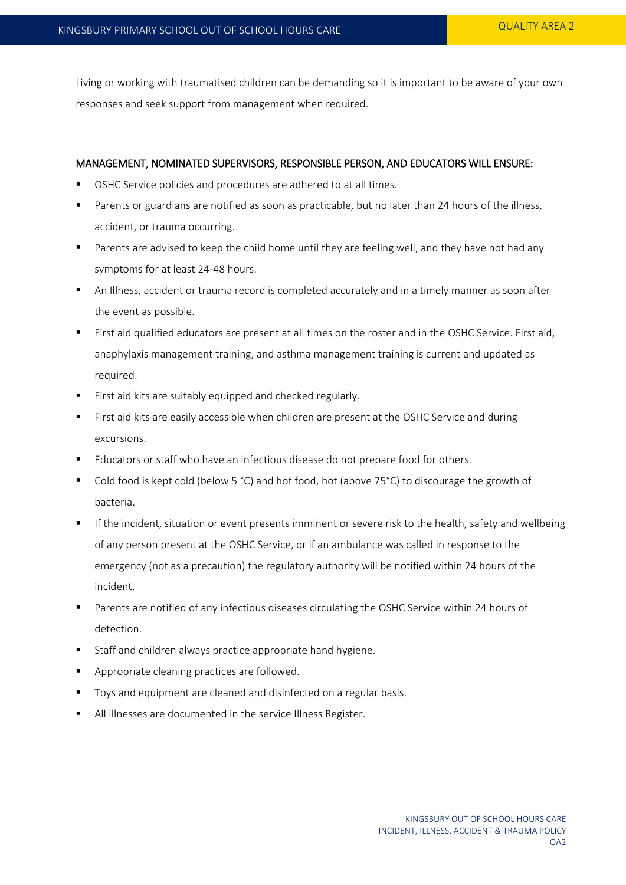Living or working with traumatised children can be demanding so it is important to be aware of your own responses and seek support from management when required.

### MANAGEMENT, NOMINATED SUPERVISORS, RESPONSIBLE PERSON, AND EDUCATORS WILL ENSURE:

- OSHC Service policies and procedures are adhered to at all times.
- Parents or guardians are notified as soon as practicable, but no later than 24 hours of the illness, accident, or trauma occurring.
- Parents are advised to keep the child home until they are feeling well, and they have not had any symptoms for at least 24-48 hours.
- An Illness, accident or trauma record is completed accurately and in a timely manner as soon after the event as possible.
- First aid qualified educators are present at all times on the roster and in the OSHC Service. First aid, anaphylaxis management training, and asthma management training is current and updated as required.
- First aid kits are suitably equipped and checked regularly.
- First aid kits are easily accessible when children are present at the OSHC Service and during excursions.
- Educators or staff who have an infectious disease do not prepare food for others.
- Cold food is kept cold (below 5 °C) and hot food, hot (above 75°C) to discourage the growth of bacteria.
- If the incident, situation or event presents imminent or severe risk to the health, safety and wellbeing of any person present at the OSHC Service, or if an ambulance was called in response to the emergency (not as a precaution) the regulatory authority will be notified within 24 hours of the incident.
- Parents are notified of any infectious diseases circulating the OSHC Service within 24 hours of detection.
- Staff and children always practice appropriate hand hygiene.
- Appropriate cleaning practices are followed.
- Toys and equipment are cleaned and disinfected on a regular basis.
- All illnesses are documented in the service Illness Register.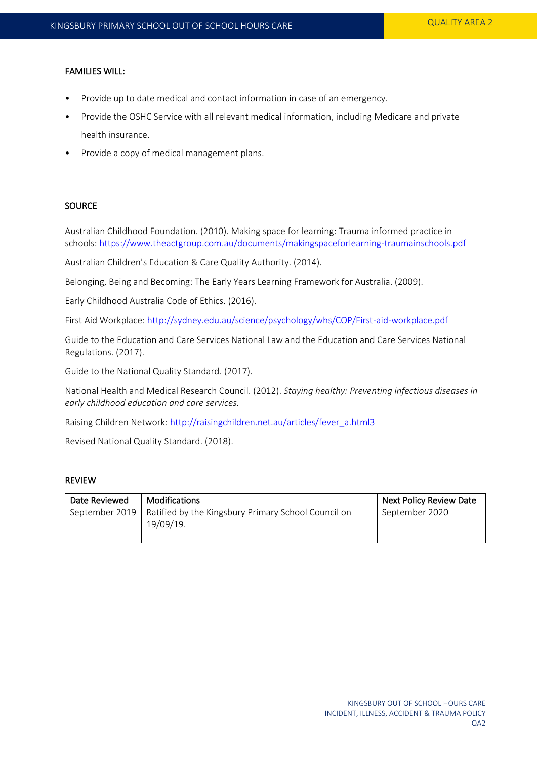## FAMILIES WILL:

- Provide up to date medical and contact information in case of an emergency.
- Provide the OSHC Service with all relevant medical information, including Medicare and private health insurance.
- Provide a copy of medical management plans.

## SOURCE

Australian Childhood Foundation. (2010). Making space for learning: Trauma informed practice in schools: https://www.theactgroup.com.au/documents/makingspaceforlearning-traumainschools.pdf

Australian Children's Education & Care Quality Authority. (2014).

Belonging, Being and Becoming: The Early Years Learning Framework for Australia. (2009).

Early Childhood Australia Code of Ethics. (2016).

First Aid Workplace: http://sydney.edu.au/science/psychology/whs/COP/First-aid-workplace.pdf

Guide to the Education and Care Services National Law and the Education and Care Services National Regulations. (2017).

Guide to the National Quality Standard. (2017).

National Health and Medical Research Council. (2012). *Staying healthy: Preventing infectious diseases in early childhood education and care services.*

Raising Children Network: http://raisingchildren.net.au/articles/fever_a.html3

Revised National Quality Standard. (2018).

## REVIEW

| Date Reviewed | Modifications | Next Policy Review Date |
|---|---|---|
| September 2019 | Ratified by the Kingsbury Primary School Council on 19/09/19. | September 2020 |